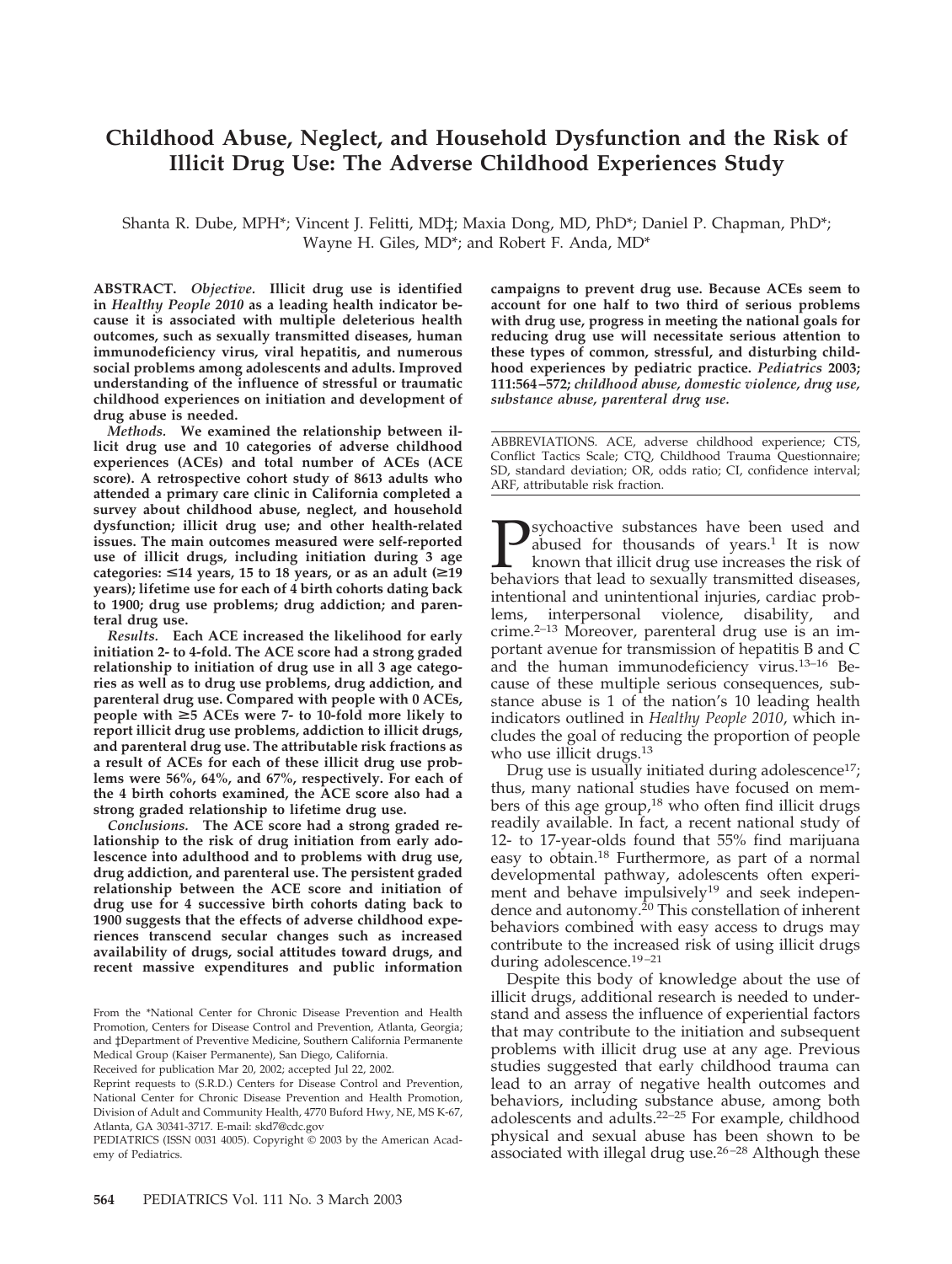# Childhood Abuse, Neglect, and Household Dysfunction and the Risk of Illicit Drug Use: The Adverse Childhood Experiences Study

Shanta R. Dube, MPH*; Vincent J. Felitti, MD‡; Maxia Dong, MD, PhD*; Daniel P. Chapman, PhD*; Wayne H. Giles, MD*; and Robert F. Anda, MD*

**ABSTRACT.** *Objective.* **Illicit drug use is identified in *Healthy People 2010* as a leading health indicator because it is associated with multiple deleterious health outcomes, such as sexually transmitted diseases, human immunodeficiency virus, viral hepatitis, and numerous social problems among adolescents and adults. Improved understanding of the influence of stressful or traumatic childhood experiences on initiation and development of drug abuse is needed.**

*Methods.* **We examined the relationship between illicit drug use and 10 categories of adverse childhood experiences (ACEs) and total number of ACEs (ACE score). A retrospective cohort study of 8613 adults who attended a primary care clinic in California completed a survey about childhood abuse, neglect, and household dysfunction; illicit drug use; and other health-related issues. The main outcomes measured were self-reported use of illicit drugs, including initiation during 3 age categories: ≤14 years, 15 to 18 years, or as an adult (≥19 years); lifetime use for each of 4 birth cohorts dating back to 1900; drug use problems; drug addiction; and parenteral drug use.**

*Results.* **Each ACE increased the likelihood for early initiation 2- to 4-fold. The ACE score had a strong graded relationship to initiation of drug use in all 3 age categories as well as to drug use problems, drug addiction, and parenteral drug use. Compared with people with 0 ACEs, people with ≥5 ACEs were 7- to 10-fold more likely to report illicit drug use problems, addiction to illicit drugs, and parenteral drug use. The attributable risk fractions as a result of ACEs for each of these illicit drug use problems were 56%, 64%, and 67%, respectively. For each of the 4 birth cohorts examined, the ACE score also had a strong graded relationship to lifetime drug use.**

*Conclusions.* **The ACE score had a strong graded relationship to the risk of drug initiation from early adolescence into adulthood and to problems with drug use, drug addiction, and parenteral use. The persistent graded relationship between the ACE score and initiation of drug use for 4 successive birth cohorts dating back to 1900 suggests that the effects of adverse childhood experiences transcend secular changes such as increased availability of drugs, social attitudes toward drugs, and recent massive expenditures and public information campaigns to prevent drug use. Because ACEs seem to account for one half to two third of serious problems with drug use, progress in meeting the national goals for reducing drug use will necessitate serious attention to these types of common, stressful, and disturbing childhood experiences by pediatric practice.** *Pediatrics* **2003; 111:564–572;** ***childhood abuse, domestic violence, drug use, substance abuse, parenteral drug use.***

ABBREVIATIONS. ACE, adverse childhood experience; CTS, Conflict Tactics Scale; CTQ, Childhood Trauma Questionnaire; SD, standard deviation; OR, odds ratio; CI, confidence interval; ARF, attributable risk fraction.

From the *National Center for Chronic Disease Prevention and Health Promotion, Centers for Disease Control and Prevention, Atlanta, Georgia; and ‡Department of Preventive Medicine, Southern California Permanente Medical Group (Kaiser Permanente), San Diego, California.

Received for publication Mar 20, 2002; accepted Jul 22, 2002.

Reprint requests to (S.R.D.) Centers for Disease Control and Prevention, National Center for Chronic Disease Prevention and Health Promotion, Division of Adult and Community Health, 4770 Buford Hwy, NE, MS K-67, Atlanta, GA 30341-3717. E-mail: skd7@cdc.gov

PEDIATRICS (ISSN 0031 4005). Copyright © 2003 by the American Academy of Pediatrics.

Psychoactive substances have been used and abused for thousands of years.[1] It is now known that illicit drug use increases the risk of behaviors that lead to sexually transmitted diseases, intentional and unintentional injuries, cardiac problems, interpersonal violence, disability, and crime.[2–13] Moreover, parenteral drug use is an important avenue for transmission of hepatitis B and C and the human immunodeficiency virus.[13–16] Because of these multiple serious consequences, substance abuse is 1 of the nation's 10 leading health indicators outlined in *Healthy People 2010*, which includes the goal of reducing the proportion of people who use illicit drugs.[13]

Drug use is usually initiated during adolescence[17]; thus, many national studies have focused on members of this age group,[18] who often find illicit drugs readily available. In fact, a recent national study of 12- to 17-year-olds found that 55% find marijuana easy to obtain.[18] Furthermore, as part of a normal developmental pathway, adolescents often experiment and behave impulsively[19] and seek independence and autonomy.[20] This constellation of inherent behaviors combined with easy access to drugs may contribute to the increased risk of using illicit drugs during adolescence.[19–21]

Despite this body of knowledge about the use of illicit drugs, additional research is needed to understand and assess the influence of experiential factors that may contribute to the initiation and subsequent problems with illicit drug use at any age. Previous studies suggested that early childhood trauma can lead to an array of negative health outcomes and behaviors, including substance abuse, among both adolescents and adults.[22–25] For example, childhood physical and sexual abuse has been shown to be associated with illegal drug use.[26–28] Although these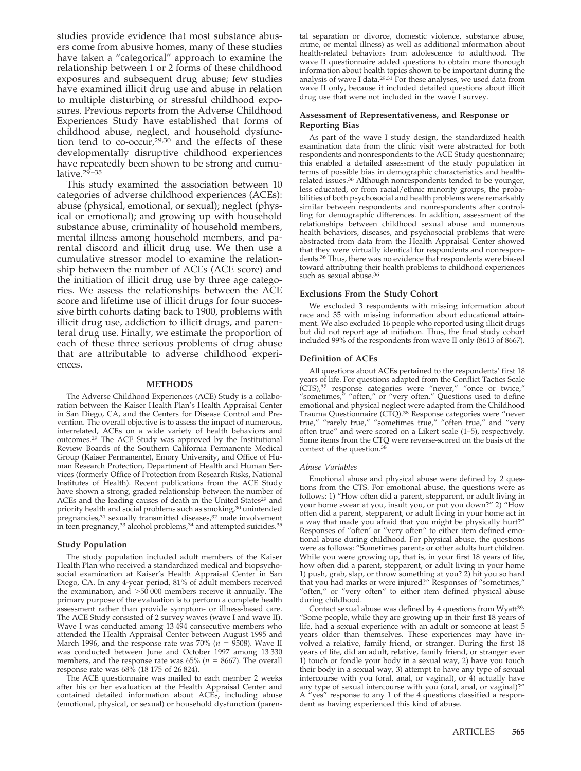studies provide evidence that most substance abusers come from abusive homes, many of these studies have taken a "categorical" approach to examine the relationship between 1 or 2 forms of these childhood exposures and subsequent drug abuse; few studies have examined illicit drug use and abuse in relation to multiple disturbing or stressful childhood exposures. Previous reports from the Adverse Childhood Experiences Study have established that forms of childhood abuse, neglect, and household dysfunction tend to co-occur,[29,30] and the effects of these developmentally disruptive childhood experiences have repeatedly been shown to be strong and cumulative.[29–35]

This study examined the association between 10 categories of adverse childhood experiences (ACEs): abuse (physical, emotional, or sexual); neglect (physical or emotional); and growing up with household substance abuse, criminality of household members, mental illness among household members, and parental discord and illicit drug use. We then use a cumulative stressor model to examine the relationship between the number of ACEs (ACE score) and the initiation of illicit drug use by three age categories. We assess the relationships between the ACE score and lifetime use of illicit drugs for four successive birth cohorts dating back to 1900, problems with illicit drug use, addiction to illicit drugs, and parenteral drug use. Finally, we estimate the proportion of each of these three serious problems of drug abuse that are attributable to adverse childhood experiences.

## METHODS

The Adverse Childhood Experiences (ACE) Study is a collaboration between the Kaiser Health Plan's Health Appraisal Center in San Diego, CA, and the Centers for Disease Control and Prevention. The overall objective is to assess the impact of numerous, interrelated, ACEs on a wide variety of health behaviors and outcomes.[29] The ACE Study was approved by the Institutional Review Boards of the Southern California Permanente Medical Group (Kaiser Permanente), Emory University, and Office of Human Research Protection, Department of Health and Human Services (formerly Office of Protection from Research Risks, National Institutes of Health). Recent publications from the ACE Study have shown a strong, graded relationship between the number of ACEs and the leading causes of death in the United States[29] and priority health and social problems such as smoking,[30] unintended pregnancies,[31] sexually transmitted diseases,[32] male involvement in teen pregnancy,[33] alcohol problems,[34] and attempted suicides.[35]

### Study Population

The study population included adult members of the Kaiser Health Plan who received a standardized medical and biopsychosocial examination at Kaiser's Health Appraisal Center in San Diego, CA. In any 4-year period, 81% of adult members received the examination, and >50 000 members receive it annually. The primary purpose of the evaluation is to perform a complete health assessment rather than provide symptom- or illness-based care. The ACE Study consisted of 2 survey waves (wave I and wave II). Wave I was conducted among 13 494 consecutive members who attended the Health Appraisal Center between August 1995 and March 1996, and the response rate was 70% ($n$ = 9508). Wave II was conducted between June and October 1997 among 13 330 members, and the response rate was 65% ($n$ = 8667). The overall response rate was 68% (18 175 of 26 824).

The ACE questionnaire was mailed to each member 2 weeks after his or her evaluation at the Health Appraisal Center and contained detailed information about ACEs, including abuse (emotional, physical, or sexual) or household dysfunction (parental separation or divorce, domestic violence, substance abuse, crime, or mental illness) as well as additional information about health-related behaviors from adolescence to adulthood. The wave II questionnaire added questions to obtain more thorough information about health topics shown to be important during the analysis of wave I data.[29,31] For these analyses, we used data from wave II only, because it included detailed questions about illicit drug use that were not included in the wave I survey.

### Assessment of Representativeness, and Response or Reporting Bias

As part of the wave I study design, the standardized health examination data from the clinic visit were abstracted for both respondents and nonrespondents to the ACE Study questionnaire; this enabled a detailed assessment of the study population in terms of possible bias in demographic characteristics and health-related issues.[36] Although nonrespondents tended to be younger, less educated, or from racial/ethnic minority groups, the probabilities of both psychosocial and health problems were remarkably similar between respondents and nonrespondents after controlling for demographic differences. In addition, assessment of the relationships between childhood sexual abuse and numerous health behaviors, diseases, and psychosocial problems that were abstracted from data from the Health Appraisal Center showed that they were virtually identical for respondents and nonrespondents.[36] Thus, there was no evidence that respondents were biased toward attributing their health problems to childhood experiences such as sexual abuse.[36]

### Exclusions From the Study Cohort

We excluded 3 respondents with missing information about race and 35 with missing information about educational attainment. We also excluded 16 people who reported using illicit drugs but did not report age at initiation. Thus, the final study cohort included 99% of the respondents from wave II only (8613 of 8667).

### Definition of ACEs

All questions about ACEs pertained to the respondents' first 18 years of life. For questions adapted from the Conflict Tactics Scale (CTS),[37] response categories were "never," "once or twice," "sometimes," "often," or "very often." Questions used to define emotional and physical neglect were adapted from the Childhood Trauma Questionnaire (CTQ).[38] Response categories were "never true," "rarely true," "sometimes true," "often true," and "very often true" and were scored on a Likert scale (1–5), respectively. Some items from the CTQ were reverse-scored on the basis of the context of the question.[38]

#### *Abuse Variables*

Emotional abuse and physical abuse were defined by 2 questions from the CTS. For emotional abuse, the questions were as follows: 1) "How often did a parent, stepparent, or adult living in your home swear at you, insult you, or put you down?" 2) "How often did a parent, stepparent, or adult living in your home act in a way that made you afraid that you might be physically hurt?" Responses of "often" or "very often" to either item defined emotional abuse during childhood. For physical abuse, the questions were as follows: "Sometimes parents or other adults hurt children. While you were growing up, that is, in your first 18 years of life, how often did a parent, stepparent, or adult living in your home 1) push, grab, slap, or throw something at you? 2) hit you so hard that you had marks or were injured?" Responses of "sometimes," "often," or "very often" to either item defined physical abuse during childhood.

Contact sexual abuse was defined by 4 questions from Wyatt[39]: "Some people, while they are growing up in their first 18 years of life, had a sexual experience with an adult or someone at least 5 years older than themselves. These experiences may have involved a relative, family friend, or stranger. During the first 18 years of life, did an adult, relative, family friend, or stranger ever 1) touch or fondle your body in a sexual way, 2) have you touch their body in a sexual way, 3) attempt to have any type of sexual intercourse with you (oral, anal, or vaginal), or 4) actually have any type of sexual intercourse with you (oral, anal, or vaginal)?" A "yes" response to any 1 of the 4 questions classified a respondent as having experienced this kind of abuse.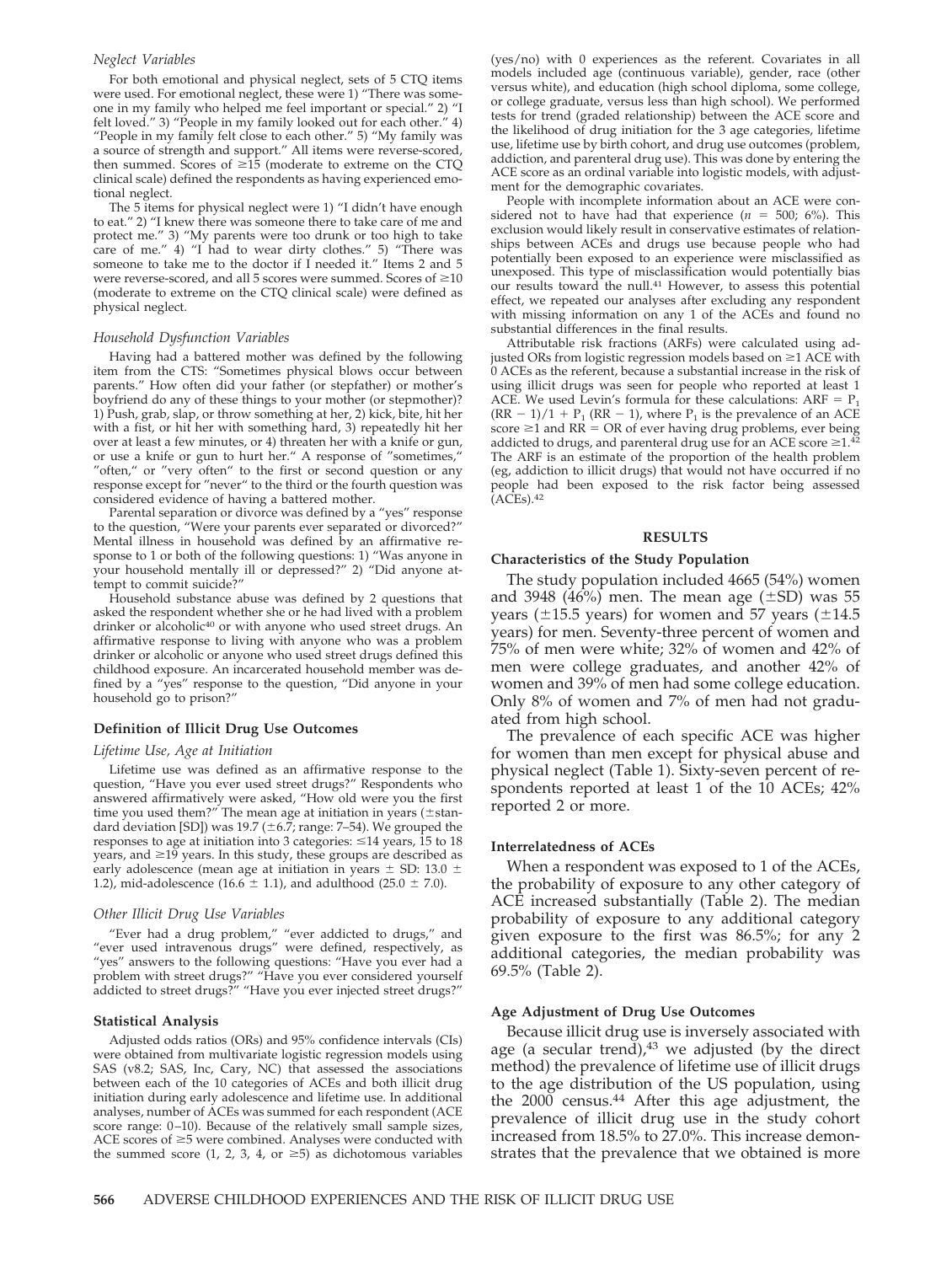*Neglect Variables*

For both emotional and physical neglect, sets of 5 CTQ items were used. For emotional neglect, these were 1) "There was someone in my family who helped me feel important or special." 2) "I felt loved." 3) "People in my family looked out for each other." 4) "People in my family felt close to each other." 5) "My family was a source of strength and support." All items were reverse-scored, then summed. Scores of ≥15 (moderate to extreme on the CTQ clinical scale) defined the respondents as having experienced emotional neglect.

The 5 items for physical neglect were 1) "I didn't have enough to eat." 2) "I knew there was someone there to take care of me and protect me." 3) "My parents were too drunk or too high to take care of me." 4) "I had to wear dirty clothes." 5) "There was someone to take me to the doctor if I needed it." Items 2 and 5 were reverse-scored, and all 5 scores were summed. Scores of ≥10 (moderate to extreme on the CTQ clinical scale) were defined as physical neglect.

*Household Dysfunction Variables*

Having had a battered mother was defined by the following item from the CTS: "Sometimes physical blows occur between parents." How often did your father (or stepfather) or mother's boyfriend do any of these things to your mother (or stepmother)? 1) Push, grab, slap, or throw something at her, 2) kick, bite, hit her with a fist, or hit her with something hard, 3) repeatedly hit her over at least a few minutes, or 4) threaten her with a knife or gun, or use a knife or gun to hurt her." A response of "sometimes," "often," or "very often" to the first or second question or any response except for "never" to the third or the fourth question was considered evidence of having a battered mother.

Parental separation or divorce was defined by a "yes" response to the question, "Were your parents ever separated or divorced?" Mental illness in household was defined by an affirmative response to 1 or both of the following questions: 1) "Was anyone in your household mentally ill or depressed?" 2) "Did anyone attempt to commit suicide?"

Household substance abuse was defined by 2 questions that asked the respondent whether she or he had lived with a problem drinker or alcoholic[40] or with anyone who used street drugs. An affirmative response to living with anyone who was a problem drinker or alcoholic or anyone who used street drugs defined this childhood exposure. An incarcerated household member was defined by a "yes" response to the question, "Did anyone in your household go to prison?"

### Definition of Illicit Drug Use Outcomes

*Lifetime Use, Age at Initiation*

Lifetime use was defined as an affirmative response to the question, "Have you ever used street drugs?" Respondents who answered affirmatively were asked, "How old were you the first time you used them?" The mean age at initiation in years (±standard deviation [SD]) was 19.7 (±6.7; range: 7–54). We grouped the responses to age at initiation into 3 categories: ≤14 years, 15 to 18 years, and ≥19 years. In this study, these groups are described as early adolescence (mean age at initiation in years ± SD: 13.0 ± 1.2), mid-adolescence (16.6 ± 1.1), and adulthood (25.0 ± 7.0).

*Other Illicit Drug Use Variables*

"Ever had a drug problem," "ever addicted to drugs," and "ever used intravenous drugs" were defined, respectively, as "yes" answers to the following questions: "Have you ever had a problem with street drugs?" "Have you ever considered yourself addicted to street drugs?" "Have you ever injected street drugs?"

### Statistical Analysis

Adjusted odds ratios (ORs) and 95% confidence intervals (CIs) were obtained from multivariate logistic regression models using SAS (v8.2; SAS, Inc, Cary, NC) that assessed the associations between each of the 10 categories of ACEs and both illicit drug initiation during early adolescence and lifetime use. In additional analyses, number of ACEs was summed for each respondent (ACE score range: 0–10). Because of the relatively small sample sizes, ACE scores of ≥5 were combined. Analyses were conducted with the summed score (1, 2, 3, 4, or ≥5) as dichotomous variables (yes/no) with 0 experiences as the referent. Covariates in all models included age (continuous variable), gender, race (other versus white), and education (high school diploma, some college, or college graduate, versus less than high school). We performed tests for trend (graded relationship) between the ACE score and the likelihood of drug initiation for the 3 age categories, lifetime use, lifetime use by birth cohort, and drug use outcomes (problem, addiction, and parenteral drug use). This was done by entering the ACE score as an ordinal variable into logistic models, with adjustment for the demographic covariates.

People with incomplete information about an ACE were considered not to have had that experience ($n$ = 500; 6%). This exclusion would likely result in conservative estimates of relationships between ACEs and drugs use because people who had potentially been exposed to an experience were misclassified as unexposed. This type of misclassification would potentially bias our results toward the null.[41] However, to assess this potential effect, we repeated our analyses after excluding any respondent with missing information on any 1 of the ACEs and found no substantial differences in the final results.

Attributable risk fractions (ARFs) were calculated using adjusted ORs from logistic regression models based on ≥1 ACE with 0 ACEs as the referent, because a substantial increase in the risk of using illicit drugs was seen for people who reported at least 1 ACE. We used Levin's formula for these calculations: ARF = $P_1$ (RR − 1)/1 + $P_1$ (RR − 1), where $P_1$ is the prevalence of an ACE score ≥1 and RR = OR of ever having drug problems, ever being addicted to drugs, and parenteral drug use for an ACE score ≥1.[42] The ARF is an estimate of the proportion of the health problem (eg, addiction to illicit drugs) that would not have occurred if no people had been exposed to the risk factor being assessed (ACEs).[42]

## RESULTS

### Characteristics of the Study Population

The study population included 4665 (54%) women and 3948 (46%) men. The mean age (±SD) was 55 years (±15.5 years) for women and 57 years (±14.5 years) for men. Seventy-three percent of women and 75% of men were white; 32% of women and 42% of men were college graduates, and another 42% of women and 39% of men had some college education. Only 8% of women and 7% of men had not graduated from high school.

The prevalence of each specific ACE was higher for women than men except for physical abuse and physical neglect (Table 1). Sixty-seven percent of respondents reported at least 1 of the 10 ACEs; 42% reported 2 or more.

### Interrelatedness of ACEs

When a respondent was exposed to 1 of the ACEs, the probability of exposure to any other category of ACE increased substantially (Table 2). The median probability of exposure to any additional category given exposure to the first was 86.5%; for any 2 additional categories, the median probability was 69.5% (Table 2).

### Age Adjustment of Drug Use Outcomes

Because illicit drug use is inversely associated with age (a secular trend),[43] we adjusted (by the direct method) the prevalence of lifetime use of illicit drugs to the age distribution of the US population, using the 2000 census.[44] After this age adjustment, the prevalence of illicit drug use in the study cohort increased from 18.5% to 27.0%. This increase demonstrates that the prevalence that we obtained is more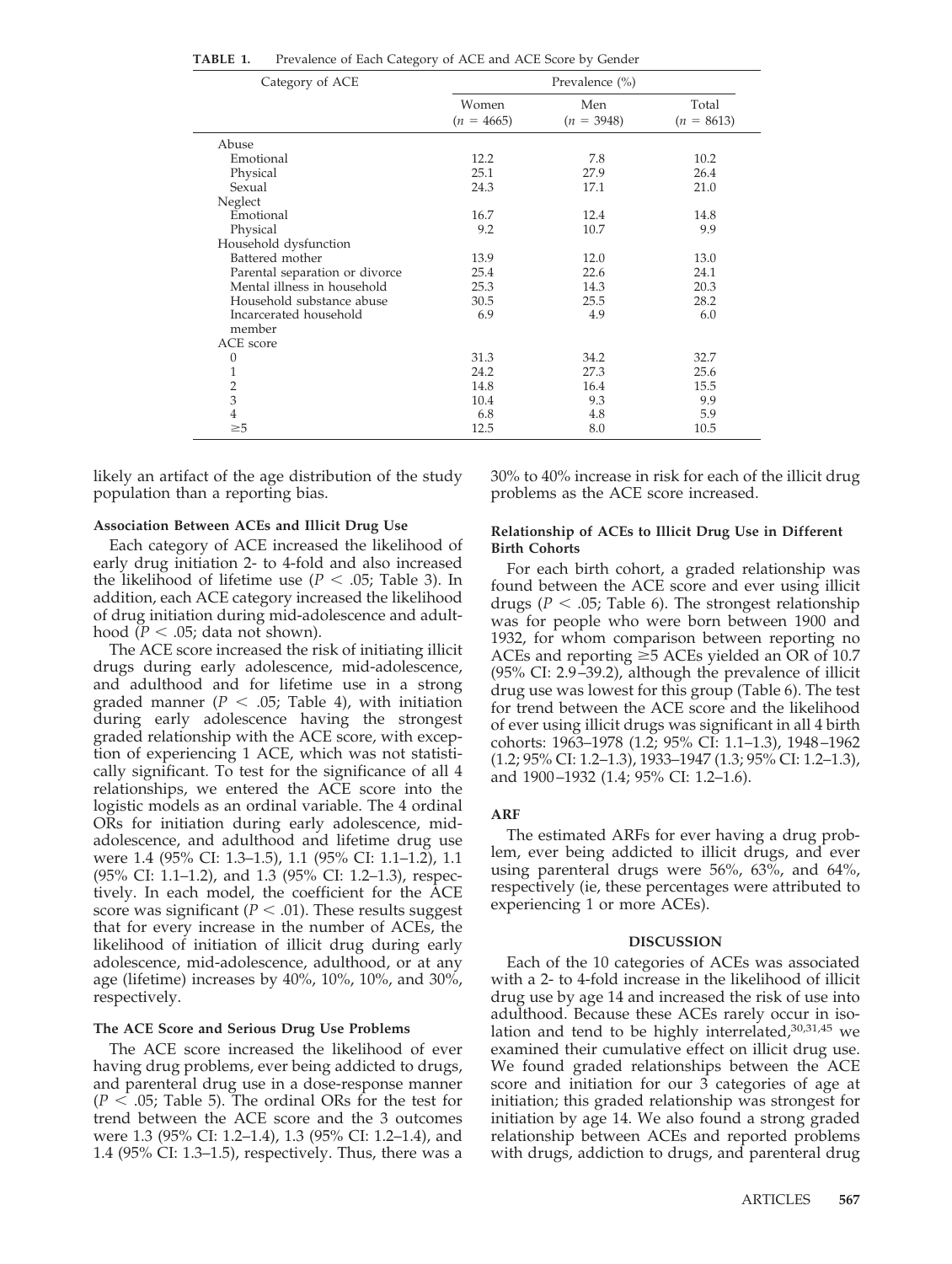**TABLE 1.** Prevalence of Each Category of ACE and ACE Score by Gender

| Category of ACE | Prevalence (%) | | |
|---|---|---|---|
| | Women ($n$ = 4665) | Men ($n$ = 3948) | Total ($n$ = 8613) |
| Abuse | | | |
| Emotional | 12.2 | 7.8 | 10.2 |
| Physical | 25.1 | 27.9 | 26.4 |
| Sexual | 24.3 | 17.1 | 21.0 |
| Neglect | | | |
| Emotional | 16.7 | 12.4 | 14.8 |
| Physical | 9.2 | 10.7 | 9.9 |
| Household dysfunction | | | |
| Battered mother | 13.9 | 12.0 | 13.0 |
| Parental separation or divorce | 25.4 | 22.6 | 24.1 |
| Mental illness in household | 25.3 | 14.3 | 20.3 |
| Household substance abuse | 30.5 | 25.5 | 28.2 |
| Incarcerated household member | 6.9 | 4.9 | 6.0 |
| ACE score | | | |
| 0 | 31.3 | 34.2 | 32.7 |
| 1 | 24.2 | 27.3 | 25.6 |
| 2 | 14.8 | 16.4 | 15.5 |
| 3 | 10.4 | 9.3 | 9.9 |
| 4 | 6.8 | 4.8 | 5.9 |
| ≥5 | 12.5 | 8.0 | 10.5 |

likely an artifact of the age distribution of the study population than a reporting bias.

**Association Between ACEs and Illicit Drug Use**

Each category of ACE increased the likelihood of early drug initiation 2- to 4-fold and also increased the likelihood of lifetime use ($P < .05$; Table 3). In addition, each ACE category increased the likelihood of drug initiation during mid-adolescence and adulthood ($P < .05$; data not shown).

The ACE score increased the risk of initiating illicit drugs during early adolescence, mid-adolescence, and adulthood and for lifetime use in a strong graded manner ($P < .05$; Table 4), with initiation during early adolescence having the strongest graded relationship with the ACE score, with exception of experiencing 1 ACE, which was not statistically significant. To test for the significance of all 4 relationships, we entered the ACE score into the logistic models as an ordinal variable. The 4 ordinal ORs for initiation during early adolescence, mid-adolescence, and adulthood and lifetime drug use were 1.4 (95% CI: 1.3–1.5), 1.1 (95% CI: 1.1–1.2), 1.1 (95% CI: 1.1–1.2), and 1.3 (95% CI: 1.2–1.3), respectively. In each model, the coefficient for the ACE score was significant ($P < .01$). These results suggest that for every increase in the number of ACEs, the likelihood of initiation of illicit drug during early adolescence, mid-adolescence, adulthood, or at any age (lifetime) increases by 40%, 10%, 10%, and 30%, respectively.

**The ACE Score and Serious Drug Use Problems**

The ACE score increased the likelihood of ever having drug problems, ever being addicted to drugs, and parenteral drug use in a dose-response manner ($P < .05$; Table 5). The ordinal ORs for the test for trend between the ACE score and the 3 outcomes were 1.3 (95% CI: 1.2–1.4), 1.3 (95% CI: 1.2–1.4), and 1.4 (95% CI: 1.3–1.5), respectively. Thus, there was a 30% to 40% increase in risk for each of the illicit drug problems as the ACE score increased.

**Relationship of ACEs to Illicit Drug Use in Different Birth Cohorts**

For each birth cohort, a graded relationship was found between the ACE score and ever using illicit drugs ($P < .05$; Table 6). The strongest relationship was for people who were born between 1900 and 1932, for whom comparison between reporting no ACEs and reporting ≥5 ACEs yielded an OR of 10.7 (95% CI: 2.9–39.2), although the prevalence of illicit drug use was lowest for this group (Table 6). The test for trend between the ACE score and the likelihood of ever using illicit drugs was significant in all 4 birth cohorts: 1963–1978 (1.2; 95% CI: 1.1–1.3), 1948–1962 (1.2; 95% CI: 1.2–1.3), 1933–1947 (1.3; 95% CI: 1.2–1.3), and 1900–1932 (1.4; 95% CI: 1.2–1.6).

**ARF**

The estimated ARFs for ever having a drug problem, ever being addicted to illicit drugs, and ever using parenteral drugs were 56%, 63%, and 64%, respectively (ie, these percentages were attributed to experiencing 1 or more ACEs).

## DISCUSSION

Each of the 10 categories of ACEs was associated with a 2- to 4-fold increase in the likelihood of illicit drug use by age 14 and increased the risk of use into adulthood. Because these ACEs rarely occur in isolation and tend to be highly interrelated,[30,31,45] we examined their cumulative effect on illicit drug use. We found graded relationships between the ACE score and initiation for our 3 categories of age at initiation; this graded relationship was strongest for initiation by age 14. We also found a strong graded relationship between ACEs and reported problems with drugs, addiction to drugs, and parenteral drug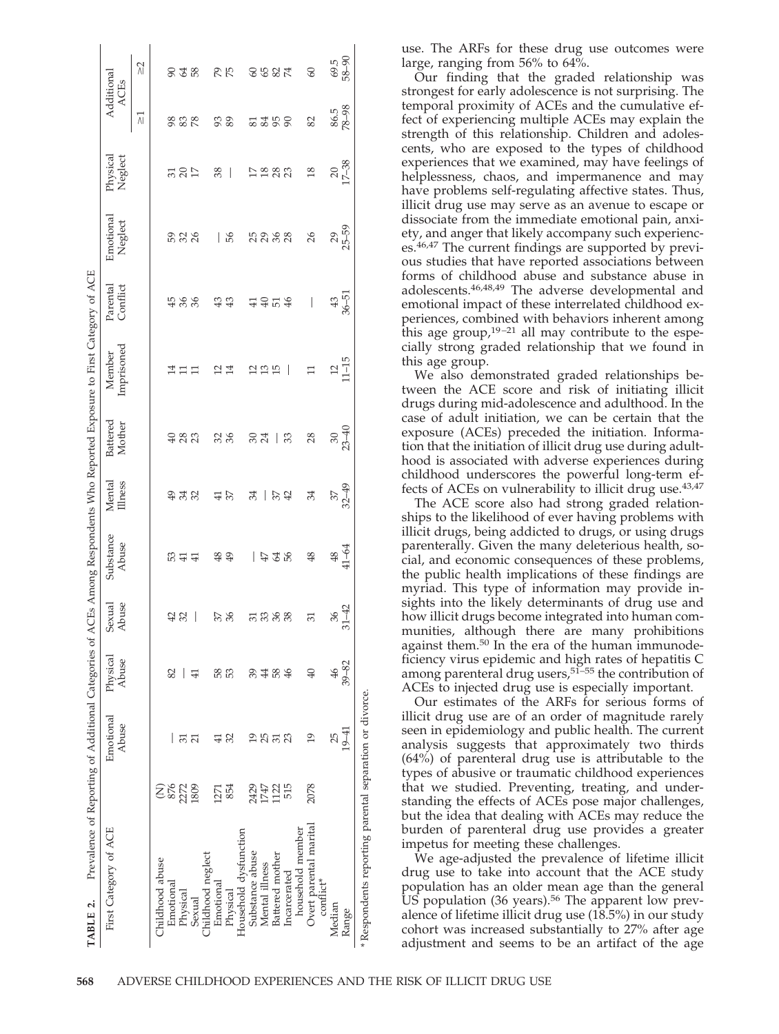**TABLE 2.** Prevalence of Reporting of Additional Categories of ACEs Among Respondents Who Reported Exposure to First Category of ACE

| First Category of ACE | (N) | Emotional Abuse | Physical Abuse | Sexual Abuse | Substance Abuse | Mental Illness | Battered Mother | Member Imprisoned | Parental Conflict | Emotional Neglect | Physical Neglect | Additional ACEs | |
|---|---|---|---|---|---|---|---|---|---|---|---|---|---|
| | | | | | | | | | | | | ≥1 | ≥2 |
| Childhood abuse | | | | | | | | | | | | | |
| Emotional | 876 | — | 82 | 42 | 53 | 49 | 40 | 14 | 45 | 59 | 31 | 98 | 90 |
| Physical | 2272 | 31 | — | 32 | 41 | 34 | 28 | 11 | 36 | 32 | 20 | 83 | 64 |
| Sexual | 1809 | 21 | 41 | — | 41 | 32 | 23 | 11 | 36 | 26 | 17 | 78 | 58 |
| Childhood neglect | | | | | | | | | | | | | |
| Emotional | 1271 | 41 | 58 | 37 | 48 | 41 | 32 | 12 | 43 | — | 38 | 93 | 79 |
| Physical | 854 | 32 | 53 | 36 | 49 | 37 | 36 | 14 | 43 | 56 | — | 89 | 75 |
| Household dysfunction | | | | | | | | | | | | | |
| Substance abuse | 2429 | 19 | 39 | 31 | — | 34 | 30 | 12 | 41 | 25 | 17 | 81 | 60 |
| Mental illness | 1747 | 25 | 44 | 33 | 47 | — | 24 | 13 | 40 | 29 | 18 | 84 | 65 |
| Battered mother | 1122 | 31 | 58 | 36 | 64 | 37 | — | 15 | 51 | 36 | 28 | 95 | 82 |
| Incarcerated household member | 515 | 23 | 46 | 38 | 56 | 42 | 33 | — | 46 | 28 | 23 | 90 | 74 |
| Overt parental marital conflict* | 2078 | 19 | 40 | 31 | 48 | 34 | 28 | 11 | — | 26 | 18 | 82 | 60 |
| Median | | 25 | 46 | 36 | 48 | 37 | 30 | 12 | 43 | 29 | 20 | 86.5 | 69.5 |
| Range | | 19–41 | 39–82 | 31–42 | 41–64 | 32–49 | 23–40 | 11–15 | 36–51 | 25–59 | 17–38 | 78–98 | 58–90 |

\* Respondents reporting parental separation or divorce.

use. The ARFs for these drug use outcomes were large, ranging from 56% to 64%.

Our finding that the graded relationship was strongest for early adolescence is not surprising. The temporal proximity of ACEs and the cumulative effect of experiencing multiple ACEs may explain the strength of this relationship. Children and adolescents, who are exposed to the types of childhood experiences that we examined, may have feelings of helplessness, chaos, and impermanence and may have problems self-regulating affective states. Thus, illicit drug use may serve as an avenue to escape or dissociate from the immediate emotional pain, anxiety, and anger that likely accompany such experiences.[46,47] The current findings are supported by previous studies that have reported associations between forms of childhood abuse and substance abuse in adolescents.[46,48,49] The adverse developmental and emotional impact of these interrelated childhood experiences, combined with behaviors inherent among this age group,[19–21] all may contribute to the especially strong graded relationship that we found in this age group.

We also demonstrated graded relationships between the ACE score and risk of initiating illicit drugs during mid-adolescence and adulthood. In the case of adult initiation, we can be certain that the exposure (ACEs) preceded the initiation. Information that the initiation of illicit drug use during adulthood is associated with adverse experiences during childhood underscores the powerful long-term effects of ACEs on vulnerability to illicit drug use.[43,47]

The ACE score also had strong graded relationships to the likelihood of ever having problems with illicit drugs, being addicted to drugs, or using drugs parenterally. Given the many deleterious health, social, and economic consequences of these problems, the public health implications of these findings are myriad. This type of information may provide insights into the likely determinants of drug use and how illicit drugs become integrated into human communities, although there are many prohibitions against them.[50] In the era of the human immunodeficiency virus epidemic and high rates of hepatitis C among parenteral drug users,[51–55] the contribution of ACEs to injected drug use is especially important.

Our estimates of the ARFs for serious forms of illicit drug use are of an order of magnitude rarely seen in epidemiology and public health. The current analysis suggests that approximately two thirds (64%) of parenteral drug use is attributable to the types of abusive or traumatic childhood experiences that we studied. Preventing, treating, and understanding the effects of ACEs pose major challenges, but the idea that dealing with ACEs may reduce the burden of parenteral drug use provides a greater impetus for meeting these challenges.

We age-adjusted the prevalence of lifetime illicit drug use to take into account that the ACE study population has an older mean age than the general US population (36 years).[56] The apparent low prevalence of lifetime illicit drug use (18.5%) in our study cohort was increased substantially to 27% after age adjustment and seems to be an artifact of the age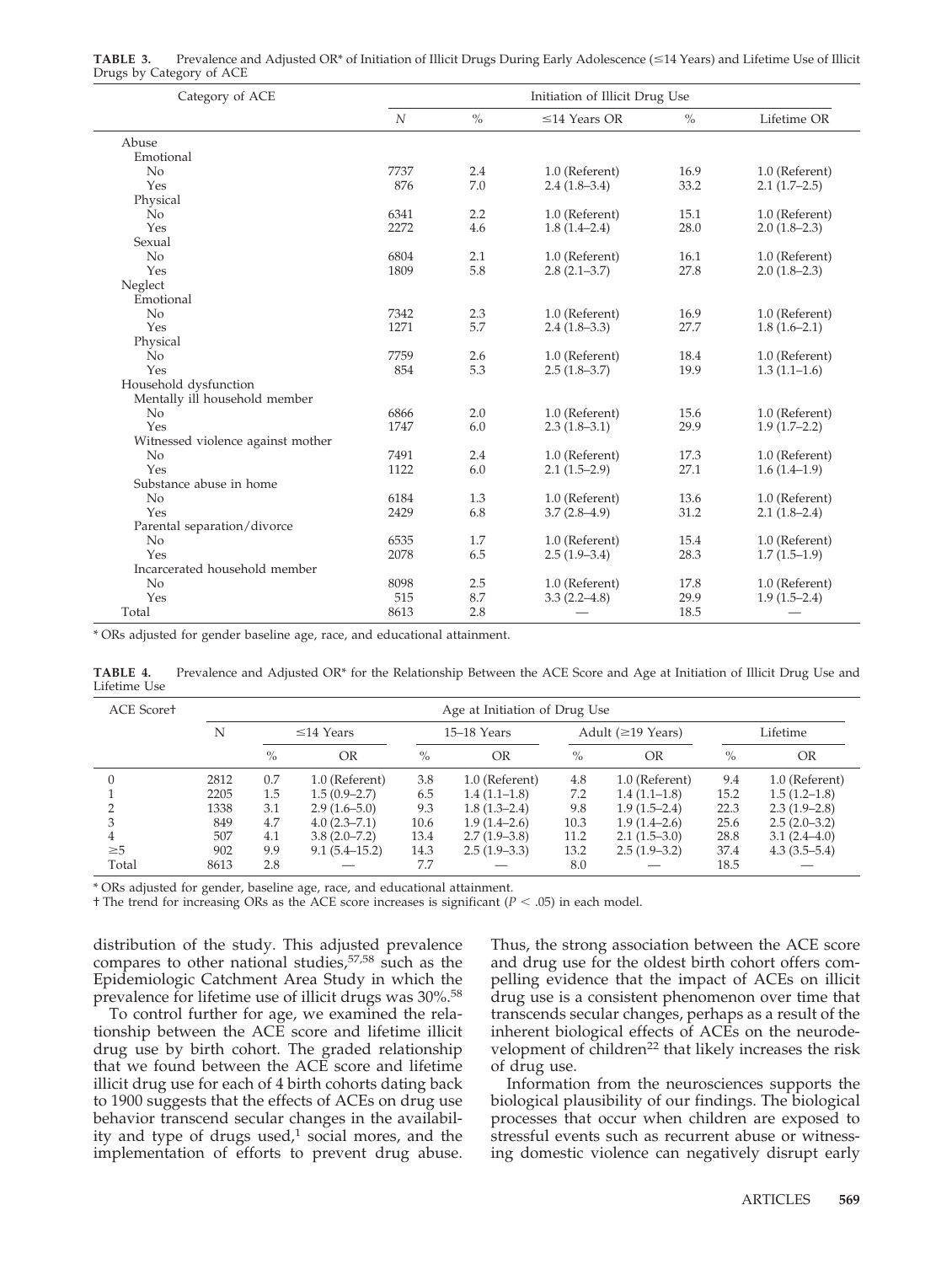**TABLE 3.** Prevalence and Adjusted OR* of Initiation of Illicit Drugs During Early Adolescence (≤14 Years) and Lifetime Use of Illicit Drugs by Category of ACE

| Category of ACE | Initiation of Illicit Drug Use | | | | |
|---|---|---|---|---|---|
| | *N* | % | ≤14 Years OR | % | Lifetime OR |
| Abuse | | | | | |
| Emotional | | | | | |
| No | 7737 | 2.4 | 1.0 (Referent) | 16.9 | 1.0 (Referent) |
| Yes | 876 | 7.0 | 2.4 (1.8–3.4) | 33.2 | 2.1 (1.7–2.5) |
| Physical | | | | | |
| No | 6341 | 2.2 | 1.0 (Referent) | 15.1 | 1.0 (Referent) |
| Yes | 2272 | 4.6 | 1.8 (1.4–2.4) | 28.0 | 2.0 (1.8–2.3) |
| Sexual | | | | | |
| No | 6804 | 2.1 | 1.0 (Referent) | 16.1 | 1.0 (Referent) |
| Yes | 1809 | 5.8 | 2.8 (2.1–3.7) | 27.8 | 2.0 (1.8–2.3) |
| Neglect | | | | | |
| Emotional | | | | | |
| No | 7342 | 2.3 | 1.0 (Referent) | 16.9 | 1.0 (Referent) |
| Yes | 1271 | 5.7 | 2.4 (1.8–3.3) | 27.7 | 1.8 (1.6–2.1) |
| Physical | | | | | |
| No | 7759 | 2.6 | 1.0 (Referent) | 18.4 | 1.0 (Referent) |
| Yes | 854 | 5.3 | 2.5 (1.8–3.7) | 19.9 | 1.3 (1.1–1.6) |
| Household dysfunction | | | | | |
| Mentally ill household member | | | | | |
| No | 6866 | 2.0 | 1.0 (Referent) | 15.6 | 1.0 (Referent) |
| Yes | 1747 | 6.0 | 2.3 (1.8–3.1) | 29.9 | 1.9 (1.7–2.2) |
| Witnessed violence against mother | | | | | |
| No | 7491 | 2.4 | 1.0 (Referent) | 17.3 | 1.0 (Referent) |
| Yes | 1122 | 6.0 | 2.1 (1.5–2.9) | 27.1 | 1.6 (1.4–1.9) |
| Substance abuse in home | | | | | |
| No | 6184 | 1.3 | 1.0 (Referent) | 13.6 | 1.0 (Referent) |
| Yes | 2429 | 6.8 | 3.7 (2.8–4.9) | 31.2 | 2.1 (1.8–2.4) |
| Parental separation/divorce | | | | | |
| No | 6535 | 1.7 | 1.0 (Referent) | 15.4 | 1.0 (Referent) |
| Yes | 2078 | 6.5 | 2.5 (1.9–3.4) | 28.3 | 1.7 (1.5–1.9) |
| Incarcerated household member | | | | | |
| No | 8098 | 2.5 | 1.0 (Referent) | 17.8 | 1.0 (Referent) |
| Yes | 515 | 8.7 | 3.3 (2.2–4.8) | 29.9 | 1.9 (1.5–2.4) |
| Total | 8613 | 2.8 | — | 18.5 | — |

\* ORs adjusted for gender baseline age, race, and educational attainment.

**TABLE 4.** Prevalence and Adjusted OR* for the Relationship Between the ACE Score and Age at Initiation of Illicit Drug Use and Lifetime Use

| ACE Score† | Age at Initiation of Drug Use | | | | | | | | |
|---|---|---|---|---|---|---|---|---|---|
| | N | ≤14 Years | | 15–18 Years | | Adult (≥19 Years) | | Lifetime | |
| | | % | OR | % | OR | % | OR | % | OR |
| 0 | 2812 | 0.7 | 1.0 (Referent) | 3.8 | 1.0 (Referent) | 4.8 | 1.0 (Referent) | 9.4 | 1.0 (Referent) |
| 1 | 2205 | 1.5 | 1.5 (0.9–2.7) | 6.5 | 1.4 (1.1–1.8) | 7.2 | 1.4 (1.1–1.8) | 15.2 | 1.5 (1.2–1.8) |
| 2 | 1338 | 3.1 | 2.9 (1.6–5.0) | 9.3 | 1.8 (1.3–2.4) | 9.8 | 1.9 (1.5–2.4) | 22.3 | 2.3 (1.9–2.8) |
| 3 | 849 | 4.7 | 4.0 (2.3–7.1) | 10.6 | 1.9 (1.4–2.6) | 10.3 | 1.9 (1.4–2.6) | 25.6 | 2.5 (2.0–3.2) |
| 4 | 507 | 4.1 | 3.8 (2.0–7.2) | 13.4 | 2.7 (1.9–3.8) | 11.2 | 2.1 (1.5–3.0) | 28.8 | 3.1 (2.4–4.0) |
| ≥5 | 902 | 9.9 | 9.1 (5.4–15.2) | 14.3 | 2.5 (1.9–3.3) | 13.2 | 2.5 (1.9–3.2) | 37.4 | 4.3 (3.5–5.4) |
| Total | 8613 | 2.8 | — | 7.7 | — | 8.0 | — | 18.5 | — |

\* ORs adjusted for gender, baseline age, race, and educational attainment.

† The trend for increasing ORs as the ACE score increases is significant ($P < .05$) in each model.

distribution of the study. This adjusted prevalence compares to other national studies,[57,58] such as the Epidemiologic Catchment Area Study in which the prevalence for lifetime use of illicit drugs was 30%.[58]

To control further for age, we examined the relationship between the ACE score and lifetime illicit drug use by birth cohort. The graded relationship that we found between the ACE score and lifetime illicit drug use for each of 4 birth cohorts dating back to 1900 suggests that the effects of ACEs on drug use behavior transcend secular changes in the availability and type of drugs used,[1] social mores, and the implementation of efforts to prevent drug abuse. Thus, the strong association between the ACE score and drug use for the oldest birth cohort offers compelling evidence that the impact of ACEs on illicit drug use is a consistent phenomenon over time that transcends secular changes, perhaps as a result of the inherent biological effects of ACEs on the neurodevelopment of children[22] that likely increases the risk of drug use.

Information from the neurosciences supports the biological plausibility of our findings. The biological processes that occur when children are exposed to stressful events such as recurrent abuse or witnessing domestic violence can negatively disrupt early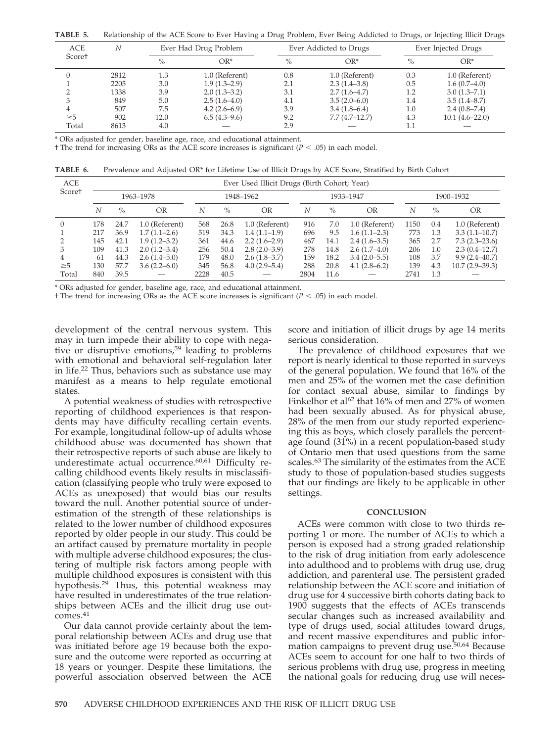**TABLE 5.** Relationship of the ACE Score to Ever Having a Drug Problem, Ever Being Addicted to Drugs, or Injecting Illicit Drugs

| ACE Score† | N | Ever Had Drug Problem | | Ever Addicted to Drugs | | Ever Injected Drugs | |
|---|---|---|---|---|---|---|---|
| | | % | OR* | % | OR* | % | OR* |
| 0 | 2812 | 1.3 | 1.0 (Referent) | 0.8 | 1.0 (Referent) | 0.3 | 1.0 (Referent) |
| 1 | 2205 | 3.0 | 1.9 (1.3–2.9) | 2.1 | 2.3 (1.4–3.8) | 0.5 | 1.6 (0.7–4.0) |
| 2 | 1338 | 3.9 | 2.0 (1.3–3.2) | 3.1 | 2.7 (1.6–4.7) | 1.2 | 3.0 (1.3–7.1) |
| 3 | 849 | 5.0 | 2.5 (1.6–4.0) | 4.1 | 3.5 (2.0–6.0) | 1.4 | 3.5 (1.4–8.7) |
| 4 | 507 | 7.5 | 4.2 (2.6–6.9) | 3.9 | 3.4 (1.8–6.4) | 1.0 | 2.4 (0.8–7.4) |
| ≥5 | 902 | 12.0 | 6.5 (4.3–9.6) | 9.2 | 7.7 (4.7–12.7) | 4.3 | 10.1 (4.6–22.0) |
| Total | 8613 | 4.0 | — | 2.9 | — | 1.1 | — |

* ORs adjusted for gender, baseline age, race, and educational attainment.
† The trend for increasing ORs as the ACE score increases is significant ($P < .05$) in each model.

**TABLE 6.** Prevalence and Adjusted OR* for Lifetime Use of Illicit Drugs by ACE Score, Stratified by Birth Cohort

| ACE Score† | Ever Used Illicit Drugs (Birth Cohort; Year) | | | | | | | | | | | |
|---|---|---|---|---|---|---|---|---|---|---|---|---|
| | 1963–1978 | | | 1948–1962 | | | 1933–1947 | | | 1900–1932 | | |
| | N | % | OR | N | % | OR | N | % | OR | N | % | OR |
| 0 | 178 | 24.7 | 1.0 (Referent) | 568 | 26.8 | 1.0 (Referent) | 916 | 7.0 | 1.0 (Referent) | 1150 | 0.4 | 1.0 (Referent) |
| 1 | 217 | 36.9 | 1.7 (1.1–2.6) | 519 | 34.3 | 1.4 (1.1–1.9) | 696 | 9.5 | 1.6 (1.1–2.3) | 773 | 1.3 | 3.3 (1.1–10.7) |
| 2 | 145 | 42.1 | 1.9 (1.2–3.2) | 361 | 44.6 | 2.2 (1.6–2.9) | 467 | 14.1 | 2.4 (1.6–3.5) | 365 | 2.7 | 7.3 (2.3–23.6) |
| 3 | 109 | 41.3 | 2.0 (1.2–3.4) | 256 | 50.4 | 2.8 (2.0–3.9) | 278 | 14.8 | 2.6 (1.7–4.0) | 206 | 1.0 | 2.3 (0.4–12.7) |
| 4 | 61 | 44.3 | 2.6 (1.4–5.0) | 179 | 48.0 | 2.6 (1.8–3.7) | 159 | 18.2 | 3.4 (2.0–5.5) | 108 | 3.7 | 9.9 (2.4–40.7) |
| ≥5 | 130 | 57.7 | 3.6 (2.2–6.0) | 345 | 56.8 | 4.0 (2.9–5.4) | 288 | 20.8 | 4.1 (2.8–6.2) | 139 | 4.3 | 10.7 (2.9–39.3) |
| Total | 840 | 39.5 | — | 2228 | 40.5 | — | 2804 | 11.6 | — | 2741 | 1.3 | — |

* ORs adjusted for gender, baseline age, race, and educational attainment.
† The trend for increasing ORs as the ACE score increases is significant ($P < .05$) in each model.

development of the central nervous system. This may in turn impede their ability to cope with negative or disruptive emotions,[59] leading to problems with emotional and behavioral self-regulation later in life.[22] Thus, behaviors such as substance use may manifest as a means to help regulate emotional states.

A potential weakness of studies with retrospective reporting of childhood experiences is that respondents may have difficulty recalling certain events. For example, longitudinal follow-up of adults whose childhood abuse was documented has shown that their retrospective reports of such abuse are likely to underestimate actual occurrence.[60,61] Difficulty recalling childhood events likely results in misclassification (classifying people who truly were exposed to ACEs as unexposed) that would bias our results toward the null. Another potential source of underestimation of the strength of these relationships is related to the lower number of childhood exposures reported by older people in our study. This could be an artifact caused by premature mortality in people with multiple adverse childhood exposures; the clustering of multiple risk factors among people with multiple childhood exposures is consistent with this hypothesis.[29] Thus, this potential weakness may have resulted in underestimates of the true relationships between ACEs and the illicit drug use outcomes.[41]

Our data cannot provide certainty about the temporal relationship between ACEs and drug use that was initiated before age 19 because both the exposure and the outcome were reported as occurring at 18 years or younger. Despite these limitations, the powerful association observed between the ACE score and initiation of illicit drugs by age 14 merits serious consideration.

The prevalence of childhood exposures that we report is nearly identical to those reported in surveys of the general population. We found that 16% of the men and 25% of the women met the case definition for contact sexual abuse, similar to findings by Finkelhor et al[62] that 16% of men and 27% of women had been sexually abused. As for physical abuse, 28% of the men from our study reported experiencing this as boys, which closely parallels the percentage found (31%) in a recent population-based study of Ontario men that used questions from the same scales.[63] The similarity of the estimates from the ACE study to those of population-based studies suggests that our findings are likely to be applicable in other settings.

## CONCLUSION

ACEs were common with close to two thirds reporting 1 or more. The number of ACEs to which a person is exposed had a strong graded relationship to the risk of drug initiation from early adolescence into adulthood and to problems with drug use, drug addiction, and parenteral use. The persistent graded relationship between the ACE score and initiation of drug use for 4 successive birth cohorts dating back to 1900 suggests that the effects of ACEs transcends secular changes such as increased availability and type of drugs used, social attitudes toward drugs, and recent massive expenditures and public information campaigns to prevent drug use.[50,64] Because ACEs seem to account for one half to two thirds of serious problems with drug use, progress in meeting the national goals for reducing drug use will neces-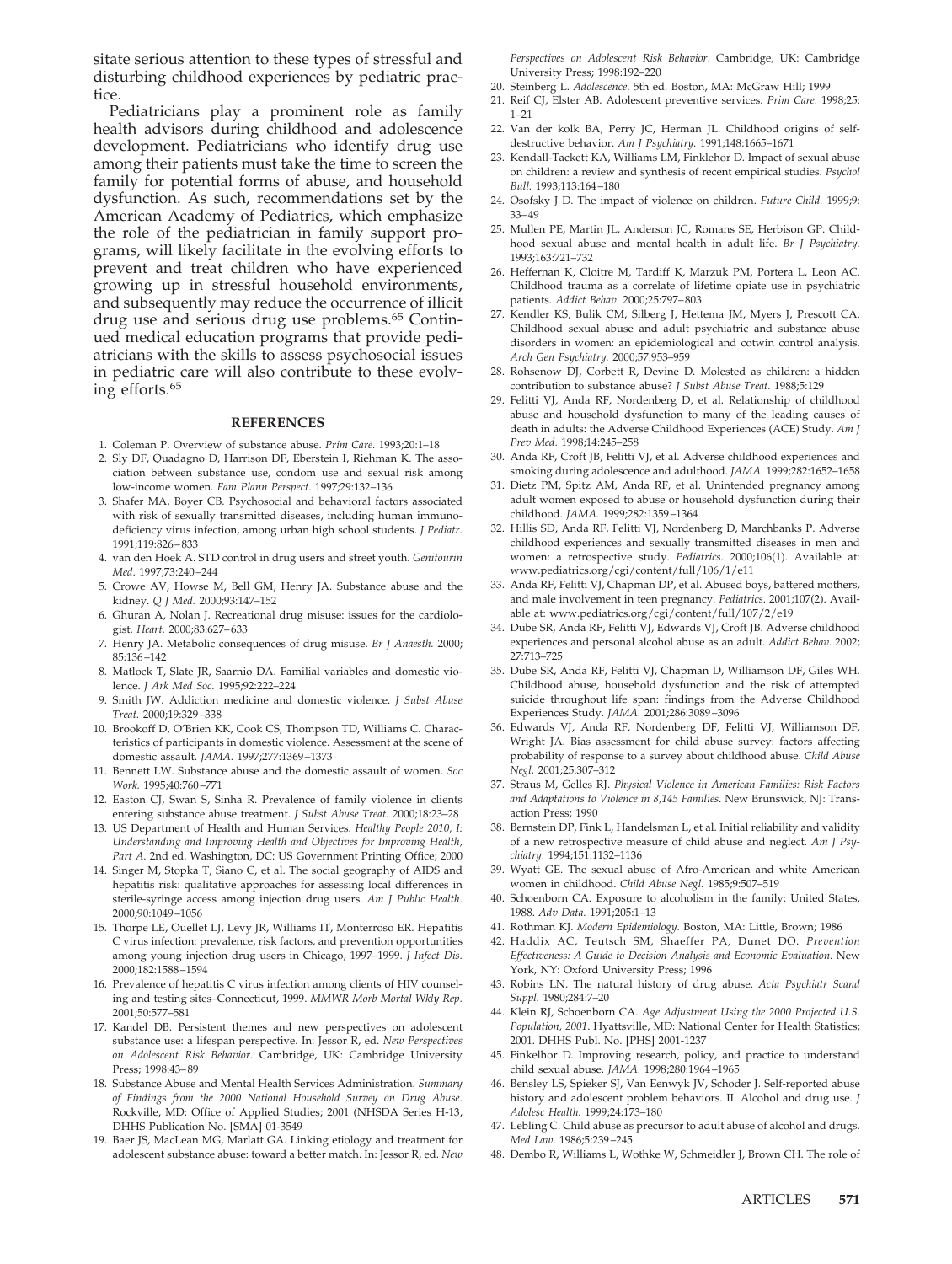sitate serious attention to these types of stressful and disturbing childhood experiences by pediatric practice.

Pediatricians play a prominent role as family health advisors during childhood and adolescence development. Pediatricians who identify drug use among their patients must take the time to screen the family for potential forms of abuse, and household dysfunction. As such, recommendations set by the American Academy of Pediatrics, which emphasize the role of the pediatrician in family support programs, will likely facilitate in the evolving efforts to prevent and treat children who have experienced growing up in stressful household environments, and subsequently may reduce the occurrence of illicit drug use and serious drug use problems.[65] Continued medical education programs that provide pediatricians with the skills to assess psychosocial issues in pediatric care will also contribute to these evolving efforts.[65]

## REFERENCES

1. Coleman P. Overview of substance abuse. *Prim Care.* 1993;20:1–18
2. Sly DF, Quadagno D, Harrison DF, Eberstein I, Riehman K. The association between substance use, condom use and sexual risk among low-income women. *Fam Plann Perspect.* 1997;29:132–136
3. Shafer MA, Boyer CB. Psychosocial and behavioral factors associated with risk of sexually transmitted diseases, including human immunodeficiency virus infection, among urban high school students. *J Pediatr.* 1991;119:826–833
4. van den Hoek A. STD control in drug users and street youth. *Genitourin Med.* 1997;73:240–244
5. Crowe AV, Howse M, Bell GM, Henry JA. Substance abuse and the kidney. *Q J Med.* 2000;93:147–152
6. Ghuran A, Nolan J. Recreational drug misuse: issues for the cardiologist. *Heart.* 2000;83:627–633
7. Henry JA. Metabolic consequences of drug misuse. *Br J Anaesth.* 2000; 85:136–142
8. Matlock T, Slate JR, Saarnio DA. Familial variables and domestic violence. *J Ark Med Soc.* 1995;92:222–224
9. Smith JW. Addiction medicine and domestic violence. *J Subst Abuse Treat.* 2000;19:329–338
10. Brookoff D, O'Brien KK, Cook CS, Thompson TD, Williams C. Characteristics of participants in domestic violence. Assessment at the scene of domestic assault. *JAMA.* 1997;277:1369–1373
11. Bennett LW. Substance abuse and the domestic assault of women. *Soc Work.* 1995;40:760–771
12. Easton CJ, Swan S, Sinha R. Prevalence of family violence in clients entering substance abuse treatment. *J Subst Abuse Treat.* 2000;18:23–28
13. US Department of Health and Human Services. *Healthy People 2010, I: Understanding and Improving Health and Objectives for Improving Health, Part A.* 2nd ed. Washington, DC: US Government Printing Office; 2000
14. Singer M, Stopka T, Siano C, et al. The social geography of AIDS and hepatitis risk: qualitative approaches for assessing local differences in sterile-syringe access among injection drug users. *Am J Public Health.* 2000;90:1049–1056
15. Thorpe LE, Ouellet LJ, Levy JR, Williams IT, Monterroso ER. Hepatitis C virus infection: prevalence, risk factors, and prevention opportunities among young injection drug users in Chicago, 1997–1999. *J Infect Dis.* 2000;182:1588–1594
16. Prevalence of hepatitis C virus infection among clients of HIV counseling and testing sites–Connecticut, 1999. *MMWR Morb Mortal Wkly Rep.* 2001;50:577–581
17. Kandel DB. Persistent themes and new perspectives on adolescent substance use: a lifespan perspective. In: Jessor R, ed. *New Perspectives on Adolescent Risk Behavior.* Cambridge, UK: Cambridge University Press; 1998:43–89
18. Substance Abuse and Mental Health Services Administration. *Summary of Findings from the 2000 National Household Survey on Drug Abuse.* Rockville, MD: Office of Applied Studies; 2001 (NHSDA Series H-13, DHHS Publication No. [SMA] 01-3549
19. Baer JS, MacLean MG, Marlatt GA. Linking etiology and treatment for adolescent substance abuse: toward a better match. In: Jessor R, ed. *New Perspectives on Adolescent Risk Behavior.* Cambridge, UK: Cambridge University Press; 1998:192–220
20. Steinberg L. *Adolescence.* 5th ed. Boston, MA: McGraw Hill; 1999
21. Reif CJ, Elster AB. Adolescent preventive services. *Prim Care.* 1998;25: 1–21
22. Van der kolk BA, Perry JC, Herman JL. Childhood origins of self-destructive behavior. *Am J Psychiatry.* 1991;148:1665–1671
23. Kendall-Tackett KA, Williams LM, Finklehor D. Impact of sexual abuse on children: a review and synthesis of recent empirical studies. *Psychol Bull.* 1993;113:164–180
24. Osofsky J D. The impact of violence on children. *Future Child.* 1999;9: 33–49
25. Mullen PE, Martin JL, Anderson JC, Romans SE, Herbison GP. Childhood sexual abuse and mental health in adult life. *Br J Psychiatry.* 1993;163:721–732
26. Heffernan K, Cloitre M, Tardiff K, Marzuk PM, Portera L, Leon AC. Childhood trauma as a correlate of lifetime opiate use in psychiatric patients. *Addict Behav.* 2000;25:797–803
27. Kendler KS, Bulik CM, Silberg J, Hettema JM, Myers J, Prescott CA. Childhood sexual abuse and adult psychiatric and substance abuse disorders in women: an epidemiological and cotwin control analysis. *Arch Gen Psychiatry.* 2000;57:953–959
28. Rohsenow DJ, Corbett R, Devine D. Molested as children: a hidden contribution to substance abuse? *J Subst Abuse Treat.* 1988;5:129
29. Felitti VJ, Anda RF, Nordenberg D, et al. Relationship of childhood abuse and household dysfunction to many of the leading causes of death in adults: the Adverse Childhood Experiences (ACE) Study. *Am J Prev Med.* 1998;14:245–258
30. Anda RF, Croft JB, Felitti VJ, et al. Adverse childhood experiences and smoking during adolescence and adulthood. *JAMA.* 1999;282:1652–1658
31. Dietz PM, Spitz AM, Anda RF, et al. Unintended pregnancy among adult women exposed to abuse or household dysfunction during their childhood. *JAMA.* 1999;282:1359–1364
32. Hillis SD, Anda RF, Felitti VJ, Nordenberg D, Marchbanks P. Adverse childhood experiences and sexually transmitted diseases in men and women: a retrospective study. *Pediatrics.* 2000;106(1). Available at: www.pediatrics.org/cgi/content/full/106/1/e11
33. Anda RF, Felitti VJ, Chapman DP, et al. Abused boys, battered mothers, and male involvement in teen pregnancy. *Pediatrics.* 2001;107(2). Available at: www.pediatrics.org/cgi/content/full/107/2/e19
34. Dube SR, Anda RF, Felitti VJ, Edwards VJ, Croft JB. Adverse childhood experiences and personal alcohol abuse as an adult. *Addict Behav.* 2002; 27:713–725
35. Dube SR, Anda RF, Felitti VJ, Chapman D, Williamson DF, Giles WH. Childhood abuse, household dysfunction and the risk of attempted suicide throughout life span: findings from the Adverse Childhood Experiences Study. *JAMA.* 2001;286:3089–3096
36. Edwards VJ, Anda RF, Nordenberg DF, Felitti VJ, Williamson DF, Wright JA. Bias assessment for child abuse survey: factors affecting probability of response to a survey about childhood abuse. *Child Abuse Negl.* 2001;25:307–312
37. Straus M, Gelles RJ. *Physical Violence in American Families: Risk Factors and Adaptations to Violence in 8,145 Families.* New Brunswick, NJ: Transaction Press; 1990
38. Bernstein DP, Fink L, Handelsman L, et al. Initial reliability and validity of a new retrospective measure of child abuse and neglect. *Am J Psychiatry.* 1994;151:1132–1136
39. Wyatt GE. The sexual abuse of Afro-American and white American women in childhood. *Child Abuse Negl.* 1985;9:507–519
40. Schoenborn CA. Exposure to alcoholism in the family: United States, 1988. *Adv Data.* 1991;205:1–13
41. Rothman KJ. *Modern Epidemiology.* Boston, MA: Little, Brown; 1986
42. Haddix AC, Teutsch SM, Shaeffer PA, Dunet DO. *Prevention Effectiveness: A Guide to Decision Analysis and Economic Evaluation.* New York, NY: Oxford University Press; 1996
43. Robins LN. The natural history of drug abuse. *Acta Psychiatr Scand Suppl.* 1980;284:7–20
44. Klein RJ, Schoenborn CA. *Age Adjustment Using the 2000 Projected U.S. Population, 2001.* Hyattsville, MD: National Center for Health Statistics; 2001. DHHS Publ. No. [PHS] 2001-1237
45. Finkelhor D. Improving research, policy, and practice to understand child sexual abuse. *JAMA.* 1998;280:1964–1965
46. Bensley LS, Spieker SJ, Van Eenwyk JV, Schoder J. Self-reported abuse history and adolescent problem behaviors. II. Alcohol and drug use. *J Adolesc Health.* 1999;24:173–180
47. Lebling C. Child abuse as precursor to adult abuse of alcohol and drugs. *Med Law.* 1986;5:239–245
48. Dembo R, Williams L, Wothke W, Schmeidler J, Brown CH. The role of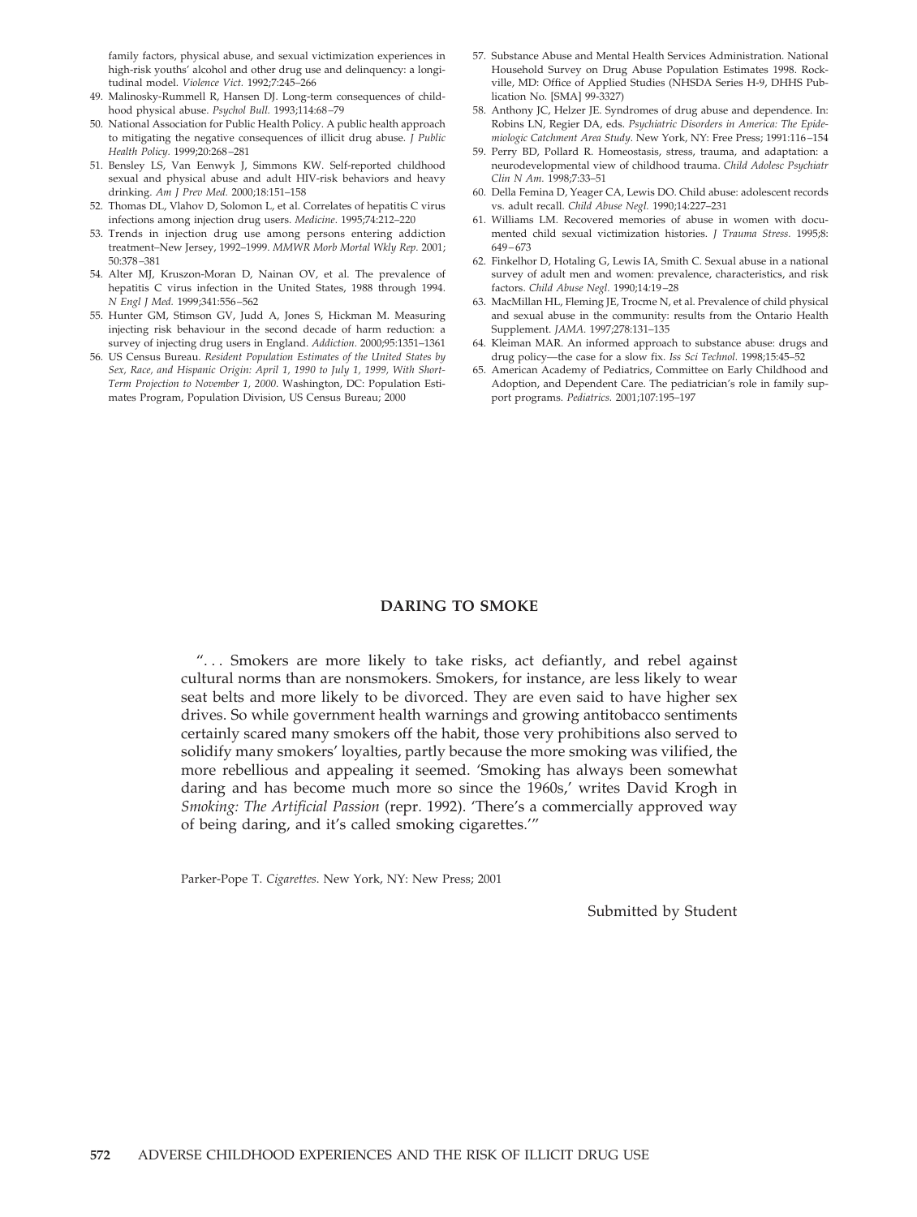family factors, physical abuse, and sexual victimization experiences in high-risk youths' alcohol and other drug use and delinquency: a longitudinal model. *Violence Vict.* 1992;7:245–266

49. Malinosky-Rummell R, Hansen DJ. Long-term consequences of childhood physical abuse. *Psychol Bull.* 1993;114:68–79
50. National Association for Public Health Policy. A public health approach to mitigating the negative consequences of illicit drug abuse. *J Public Health Policy.* 1999;20:268–281
51. Bensley LS, Van Eenwyk J, Simmons KW. Self-reported childhood sexual and physical abuse and adult HIV-risk behaviors and heavy drinking. *Am J Prev Med.* 2000;18:151–158
52. Thomas DL, Vlahov D, Solomon L, et al. Correlates of hepatitis C virus infections among injection drug users. *Medicine.* 1995;74:212–220
53. Trends in injection drug use among persons entering addiction treatment–New Jersey, 1992–1999. *MMWR Morb Mortal Wkly Rep.* 2001; 50:378–381
54. Alter MJ, Kruszon-Moran D, Nainan OV, et al. The prevalence of hepatitis C virus infection in the United States, 1988 through 1994. *N Engl J Med.* 1999;341:556–562
55. Hunter GM, Stimson GV, Judd A, Jones S, Hickman M. Measuring injecting risk behaviour in the second decade of harm reduction: a survey of injecting drug users in England. *Addiction.* 2000;95:1351–1361
56. US Census Bureau. *Resident Population Estimates of the United States by Sex, Race, and Hispanic Origin: April 1, 1990 to July 1, 1999, With Short-Term Projection to November 1, 2000.* Washington, DC: Population Estimates Program, Population Division, US Census Bureau; 2000
57. Substance Abuse and Mental Health Services Administration. National Household Survey on Drug Abuse Population Estimates 1998. Rockville, MD: Office of Applied Studies (NHSDA Series H-9, DHHS Publication No. [SMA] 99-3327)
58. Anthony JC, Helzer JE. Syndromes of drug abuse and dependence. In: Robins LN, Regier DA, eds. *Psychiatric Disorders in America: The Epidemiologic Catchment Area Study.* New York, NY: Free Press; 1991:116–154
59. Perry BD, Pollard R. Homeostasis, stress, trauma, and adaptation: a neurodevelopmental view of childhood trauma. *Child Adolesc Psychiatr Clin N Am.* 1998;7:33–51
60. Della Femina D, Yeager CA, Lewis DO. Child abuse: adolescent records vs. adult recall. *Child Abuse Negl.* 1990;14:227–231
61. Williams LM. Recovered memories of abuse in women with documented child sexual victimization histories. *J Trauma Stress.* 1995;8: 649–673
62. Finkelhor D, Hotaling G, Lewis IA, Smith C. Sexual abuse in a national survey of adult men and women: prevalence, characteristics, and risk factors. *Child Abuse Negl.* 1990;14:19–28
63. MacMillan HL, Fleming JE, Trocme N, et al. Prevalence of child physical and sexual abuse in the community: results from the Ontario Health Supplement. *JAMA.* 1997;278:131–135
64. Kleiman MAR. An informed approach to substance abuse: drugs and drug policy—the case for a slow fix. *Iss Sci Technol.* 1998;15:45–52
65. American Academy of Pediatrics, Committee on Early Childhood and Adoption, and Dependent Care. The pediatrician's role in family support programs. *Pediatrics.* 2001;107:195–197

## DARING TO SMOKE

"... Smokers are more likely to take risks, act defiantly, and rebel against cultural norms than are nonsmokers. Smokers, for instance, are less likely to wear seat belts and more likely to be divorced. They are even said to have higher sex drives. So while government health warnings and growing antitobacco sentiments certainly scared many smokers off the habit, those very prohibitions also served to solidify many smokers' loyalties, partly because the more smoking was vilified, the more rebellious and appealing it seemed. 'Smoking has always been somewhat daring and has become much more so since the 1960s,' writes David Krogh in *Smoking: The Artificial Passion* (repr. 1992). 'There's a commercially approved way of being daring, and it's called smoking cigarettes.'"

Parker-Pope T. *Cigarettes.* New York, NY: New Press; 2001

Submitted by Student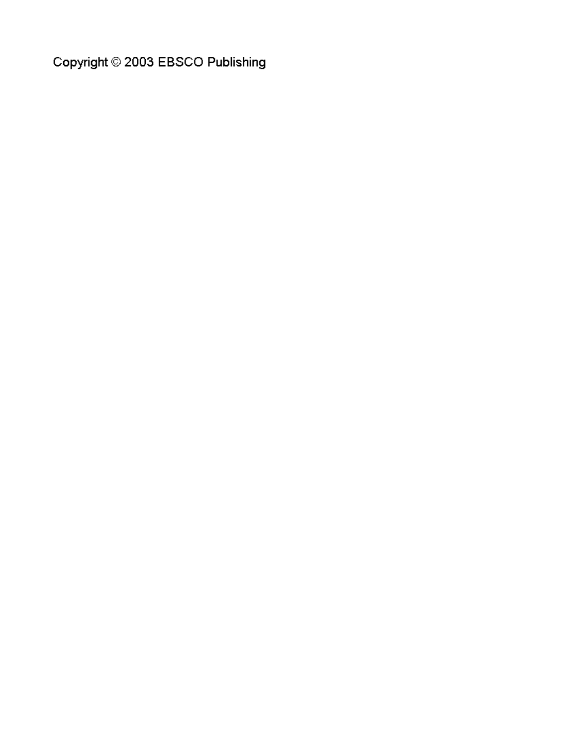Copyright © 2003 EBSCO Publishing